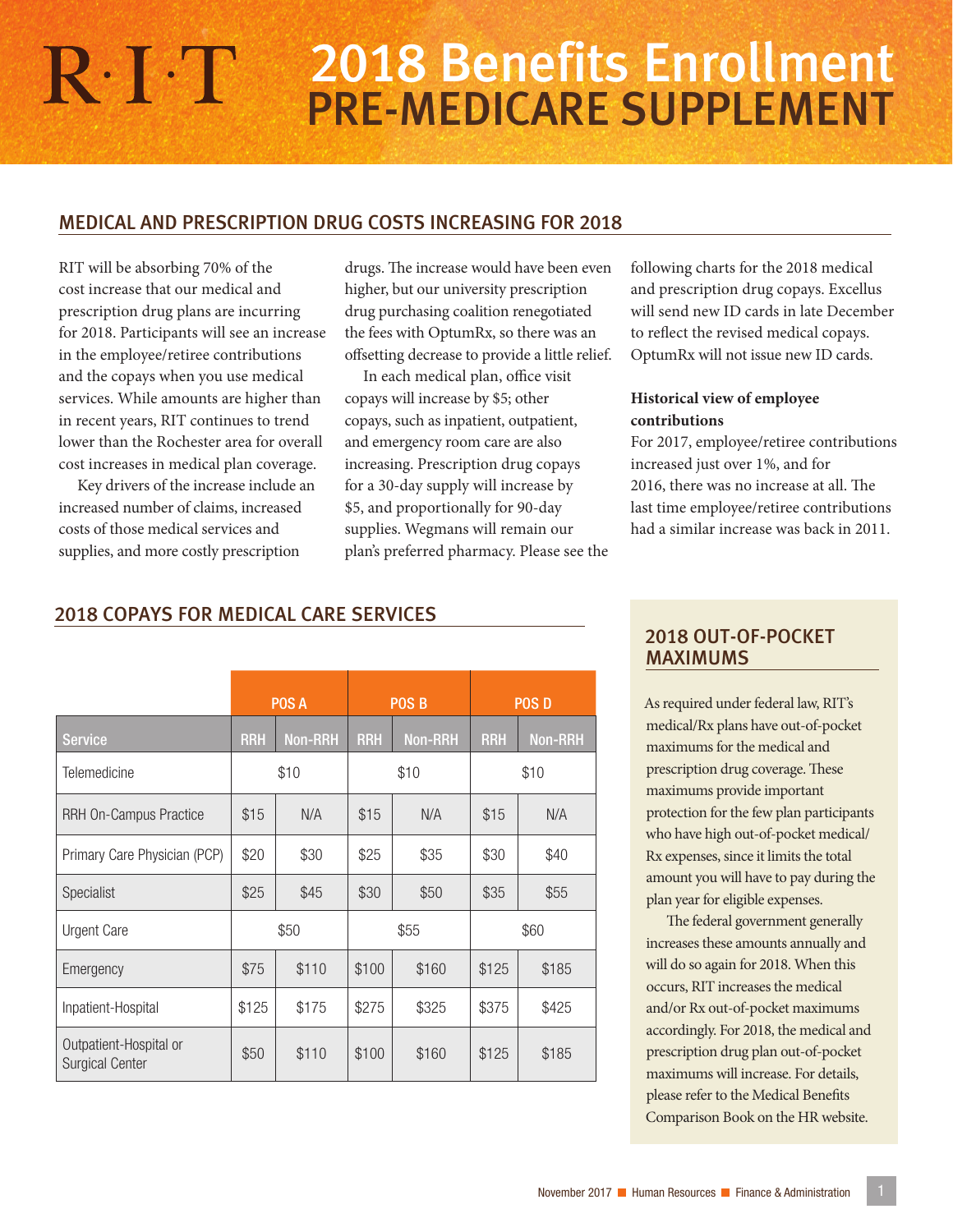R·I·T

# 2018 Benefits Enrollment PRE-MEDICARE SUPPLEMENT

## MEDICAL AND PRESCRIPTION DRUG COSTS INCREASING FOR 2018

RIT will be absorbing 70% of the cost increase that our medical and prescription drug plans are incurring for 2018. Participants will see an increase in the employee/retiree contributions and the copays when you use medical services. While amounts are higher than in recent years, RIT continues to trend lower than the Rochester area for overall cost increases in medical plan coverage.

Key drivers of the increase include an increased number of claims, increased costs of those medical services and supplies, and more costly prescription drugs. The increase would have been even higher, but our university prescription drug purchasing coalition renegotiated the fees with OptumRx, so there was an offsetting decrease to provide a little relief.

In each medical plan, office visit copays will increase by $5; other copays, such as inpatient, outpatient, and emergency room care are also increasing. Prescription drug copays for a 30-day supply will increase by $5, and proportionally for 90-day supplies. Wegmans will remain our plan's preferred pharmacy. Please see the following charts for the 2018 medical and prescription drug copays. Excellus will send new ID cards in late December to reflect the revised medical copays. OptumRx will not issue new ID cards.

**Historical view of employee contributions**

For 2017, employee/retiree contributions increased just over 1%, and for 2016, there was no increase at all. The last time employee/retiree contributions had a similar increase was back in 2011.

## 2018 COPAYS FOR MEDICAL CARE SERVICES

| | POS A | | POS B | | POS D | |
|---|---|---|---|---|---|---|
| **Service** | **RRH** | **Non-RRH** | **RRH** | **Non-RRH** | **RRH** | **Non-RRH** |
| Telemedicine | $10 | | $10 | | $10 | |
| RRH On-Campus Practice | $15 | N/A | $15 | N/A | $15 | N/A |
| Primary Care Physician (PCP) | $20 | $30 | $25 | $35 | $30 | $40 |
| Specialist | $25 | $45 | $30 | $50 | $35 | $55 |
| Urgent Care | $50 | | $55 | | $60 | |
| Emergency | $75 | $110 | $100 | $160 | $125 | $185 |
| Inpatient-Hospital | $125 | $175 | $275 | $325 | $375 | $425 |
| Outpatient-Hospital or Surgical Center | $50 | $110 | $100 | $160 | $125 | $185 |

## 2018 OUT-OF-POCKET MAXIMUMS

As required under federal law, RIT's medical/Rx plans have out-of-pocket maximums for the medical and prescription drug coverage. These maximums provide important protection for the few plan participants who have high out-of-pocket medical/Rx expenses, since it limits the total amount you will have to pay during the plan year for eligible expenses.

The federal government generally increases these amounts annually and will do so again for 2018. When this occurs, RIT increases the medical and/or Rx out-of-pocket maximums accordingly. For 2018, the medical and prescription drug plan out-of-pocket maximums will increase. For details, please refer to the Medical Benefits Comparison Book on the HR website.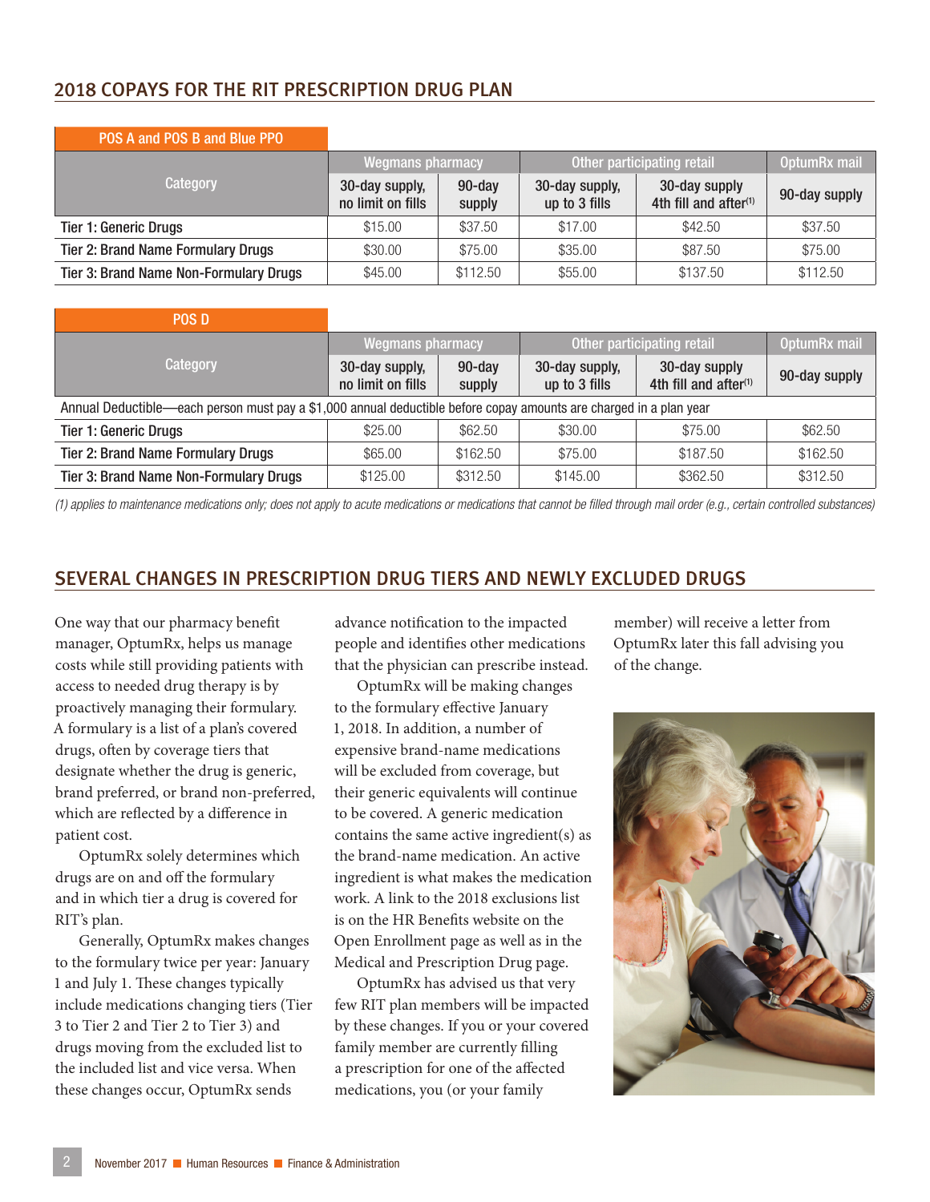## 2018 COPAYS FOR THE RIT PRESCRIPTION DRUG PLAN

**POS A and POS B and Blue PPO**

| Category | Wegmans pharmacy | | Other participating retail | | OptumRx mail |
|---|---|---|---|---|---|
| | 30-day supply, no limit on fills | 90-day supply | 30-day supply, up to 3 fills | 30-day supply 4th fill and after[1] | 90-day supply |
| Tier 1: Generic Drugs | $15.00 | $37.50 | $17.00 | $42.50 | $37.50 |
| Tier 2: Brand Name Formulary Drugs | $30.00 | $75.00 | $35.00 | $87.50 | $75.00 |
| Tier 3: Brand Name Non-Formulary Drugs | $45.00 | $112.50 | $55.00 | $137.50 | $112.50 |

**POS D**

| Category | Wegmans pharmacy | | Other participating retail | | OptumRx mail |
|---|---|---|---|---|---|
| | 30-day supply, no limit on fills | 90-day supply | 30-day supply, up to 3 fills | 30-day supply 4th fill and after[1] | 90-day supply |
| Annual Deductible—each person must pay a $1,000 annual deductible before copay amounts are charged in a plan year | | | | | |
| Tier 1: Generic Drugs | $25.00 | $62.50 | $30.00 | $75.00 | $62.50 |
| Tier 2: Brand Name Formulary Drugs | $65.00 | $162.50 | $75.00 | $187.50 | $162.50 |
| Tier 3: Brand Name Non-Formulary Drugs | $125.00 | $312.50 | $145.00 | $362.50 | $312.50 |

*(1) applies to maintenance medications only; does not apply to acute medications or medications that cannot be filled through mail order (e.g., certain controlled substances)*

## SEVERAL CHANGES IN PRESCRIPTION DRUG TIERS AND NEWLY EXCLUDED DRUGS

One way that our pharmacy benefit manager, OptumRx, helps us manage costs while still providing patients with access to needed drug therapy is by proactively managing their formulary. A formulary is a list of a plan's covered drugs, often by coverage tiers that designate whether the drug is generic, brand preferred, or brand non-preferred, which are reflected by a difference in patient cost.

OptumRx solely determines which drugs are on and off the formulary and in which tier a drug is covered for RIT's plan.

Generally, OptumRx makes changes to the formulary twice per year: January 1 and July 1. These changes typically include medications changing tiers (Tier 3 to Tier 2 and Tier 2 to Tier 3) and drugs moving from the excluded list to the included list and vice versa. When these changes occur, OptumRx sends advance notification to the impacted people and identifies other medications that the physician can prescribe instead.

OptumRx will be making changes to the formulary effective January 1, 2018. In addition, a number of expensive brand-name medications will be excluded from coverage, but their generic equivalents will continue to be covered. A generic medication contains the same active ingredient(s) as the brand-name medication. An active ingredient is what makes the medication work. A link to the 2018 exclusions list is on the HR Benefits website on the Open Enrollment page as well as in the Medical and Prescription Drug page.

OptumRx has advised us that very few RIT plan members will be impacted by these changes. If you or your covered family member are currently filling a prescription for one of the affected medications, you (or your family member) will receive a letter from OptumRx later this fall advising you of the change.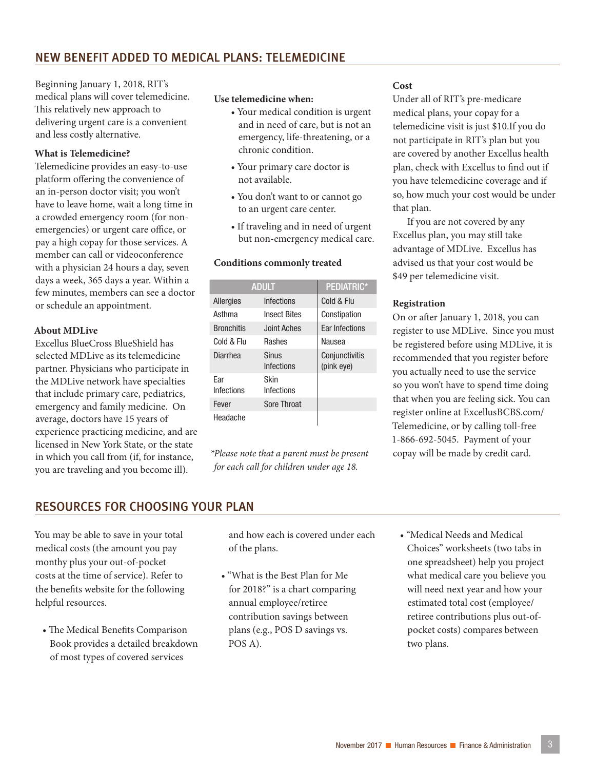## NEW BENEFIT ADDED TO MEDICAL PLANS: TELEMEDICINE

Beginning January 1, 2018, RIT's medical plans will cover telemedicine. This relatively new approach to delivering urgent care is a convenient and less costly alternative.

**What is Telemedicine?**

Telemedicine provides an easy-to-use platform offering the convenience of an in-person doctor visit; you won't have to leave home, wait a long time in a crowded emergency room (for non-emergencies) or urgent care office, or pay a high copay for those services. A member can call or videoconference with a physician 24 hours a day, seven days a week, 365 days a year. Within a few minutes, members can see a doctor or schedule an appointment.

**About MDLive**

Excellus BlueCross BlueShield has selected MDLive as its telemedicine partner. Physicians who participate in the MDLive network have specialties that include primary care, pediatrics, emergency and family medicine. On average, doctors have 15 years of experience practicing medicine, and are licensed in New York State, or the state in which you call from (if, for instance, you are traveling and you become ill).

**Use telemedicine when:**

- Your medical condition is urgent and in need of care, but is not an emergency, life-threatening, or a chronic condition.
- Your primary care doctor is not available.
- You don't want to or cannot go to an urgent care center.
- If traveling and in need of urgent but non-emergency medical care.

**Conditions commonly treated**

| ADULT | | PEDIATRIC* |
|---|---|---|
| Allergies | Infections | Cold & Flu |
| Asthma | Insect Bites | Constipation |
| Bronchitis | Joint Aches | Ear Infections |
| Cold & Flu | Rashes | Nausea |
| Diarrhea | Sinus Infections | Conjunctivitis (pink eye) |
| Ear Infections | Skin Infections | |
| Fever | Sore Throat | |
| Headache | | |

*\*Please note that a parent must be present for each call for children under age 18.*

**Cost**

Under all of RIT's pre-medicare medical plans, your copay for a telemedicine visit is just $10.If you do not participate in RIT's plan but you are covered by another Excellus health plan, check with Excellus to find out if you have telemedicine coverage and if so, how much your cost would be under that plan.

If you are not covered by any Excellus plan, you may still take advantage of MDLive. Excellus has advised us that your cost would be $49 per telemedicine visit.

**Registration**

On or after January 1, 2018, you can register to use MDLive. Since you must be registered before using MDLive, it is recommended that you register before you actually need to use the service so you won't have to spend time doing that when you are feeling sick. You can register online at ExcellusBCBS.com/Telemedicine, or by calling toll-free 1-866-692-5045. Payment of your copay will be made by credit card.

## RESOURCES FOR CHOOSING YOUR PLAN

You may be able to save in your total medical costs (the amount you pay monthy plus your out-of-pocket costs at the time of service). Refer to the benefits website for the following helpful resources.

- The Medical Benefits Comparison Book provides a detailed breakdown of most types of covered services and how each is covered under each of the plans.
- "What is the Best Plan for Me for 2018?" is a chart comparing annual employee/retiree contribution savings between plans (e.g., POS D savings vs. POS A).
- "Medical Needs and Medical Choices" worksheets (two tabs in one spreadsheet) help you project what medical care you believe you will need next year and how your estimated total cost (employee/retiree contributions plus out-of-pocket costs) compares between two plans.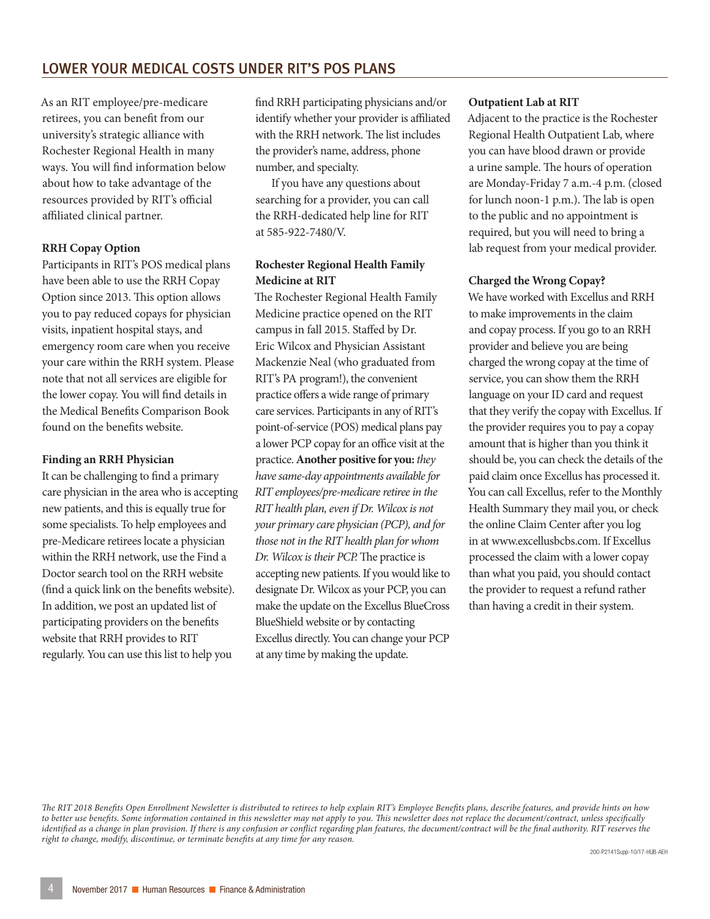## LOWER YOUR MEDICAL COSTS UNDER RIT'S POS PLANS

As an RIT employee/pre-medicare retirees, you can benefit from our university's strategic alliance with Rochester Regional Health in many ways. You will find information below about how to take advantage of the resources provided by RIT's official affiliated clinical partner.

**RRH Copay Option**

Participants in RIT's POS medical plans have been able to use the RRH Copay Option since 2013. This option allows you to pay reduced copays for physician visits, inpatient hospital stays, and emergency room care when you receive your care within the RRH system. Please note that not all services are eligible for the lower copay. You will find details in the Medical Benefits Comparison Book found on the benefits website.

**Finding an RRH Physician**

It can be challenging to find a primary care physician in the area who is accepting new patients, and this is equally true for some specialists. To help employees and pre-Medicare retirees locate a physician within the RRH network, use the Find a Doctor search tool on the RRH website (find a quick link on the benefits website). In addition, we post an updated list of participating providers on the benefits website that RRH provides to RIT regularly. You can use this list to help you find RRH participating physicians and/or identify whether your provider is affiliated with the RRH network. The list includes the provider's name, address, phone number, and specialty.

If you have any questions about searching for a provider, you can call the RRH-dedicated help line for RIT at 585-922-7480/V.

**Rochester Regional Health Family Medicine at RIT**

The Rochester Regional Health Family Medicine practice opened on the RIT campus in fall 2015. Staffed by Dr. Eric Wilcox and Physician Assistant Mackenzie Neal (who graduated from RIT's PA program!), the convenient practice offers a wide range of primary care services. Participants in any of RIT's point-of-service (POS) medical plans pay a lower PCP copay for an office visit at the practice. **Another positive for you:** *they have same-day appointments available for RIT employees/pre-medicare retiree in the RIT health plan, even if Dr. Wilcox is not your primary care physician (PCP), and for those not in the RIT health plan for whom Dr. Wilcox is their PCP.* The practice is accepting new patients. If you would like to designate Dr. Wilcox as your PCP, you can make the update on the Excellus BlueCross BlueShield website or by contacting Excellus directly. You can change your PCP at any time by making the update.

**Outpatient Lab at RIT**

Adjacent to the practice is the Rochester Regional Health Outpatient Lab, where you can have blood drawn or provide a urine sample. The hours of operation are Monday-Friday 7 a.m.-4 p.m. (closed for lunch noon-1 p.m.). The lab is open to the public and no appointment is required, but you will need to bring a lab request from your medical provider.

**Charged the Wrong Copay?**

We have worked with Excellus and RRH to make improvements in the claim and copay process. If you go to an RRH provider and believe you are being charged the wrong copay at the time of service, you can show them the RRH language on your ID card and request that they verify the copay with Excellus. If the provider requires you to pay a copay amount that is higher than you think it should be, you can check the details of the paid claim once Excellus has processed it. You can call Excellus, refer to the Monthly Health Summary they mail you, or check the online Claim Center after you log in at www.excellusbcbs.com. If Excellus processed the claim with a lower copay than what you paid, you should contact the provider to request a refund rather than having a credit in their system.

*The RIT 2018 Benefits Open Enrollment Newsletter is distributed to retirees to help explain RIT's Employee Benefits plans, describe features, and provide hints on how to better use benefits. Some information contained in this newsletter may not apply to you. This newsletter does not replace the document/contract, unless specifically identified as a change in plan provision. If there is any confusion or conflict regarding plan features, the document/contract will be the final authority. RIT reserves the right to change, modify, discontinue, or terminate benefits at any time for any reason.*

200-P2141Supp-10/17-HUB-AEH